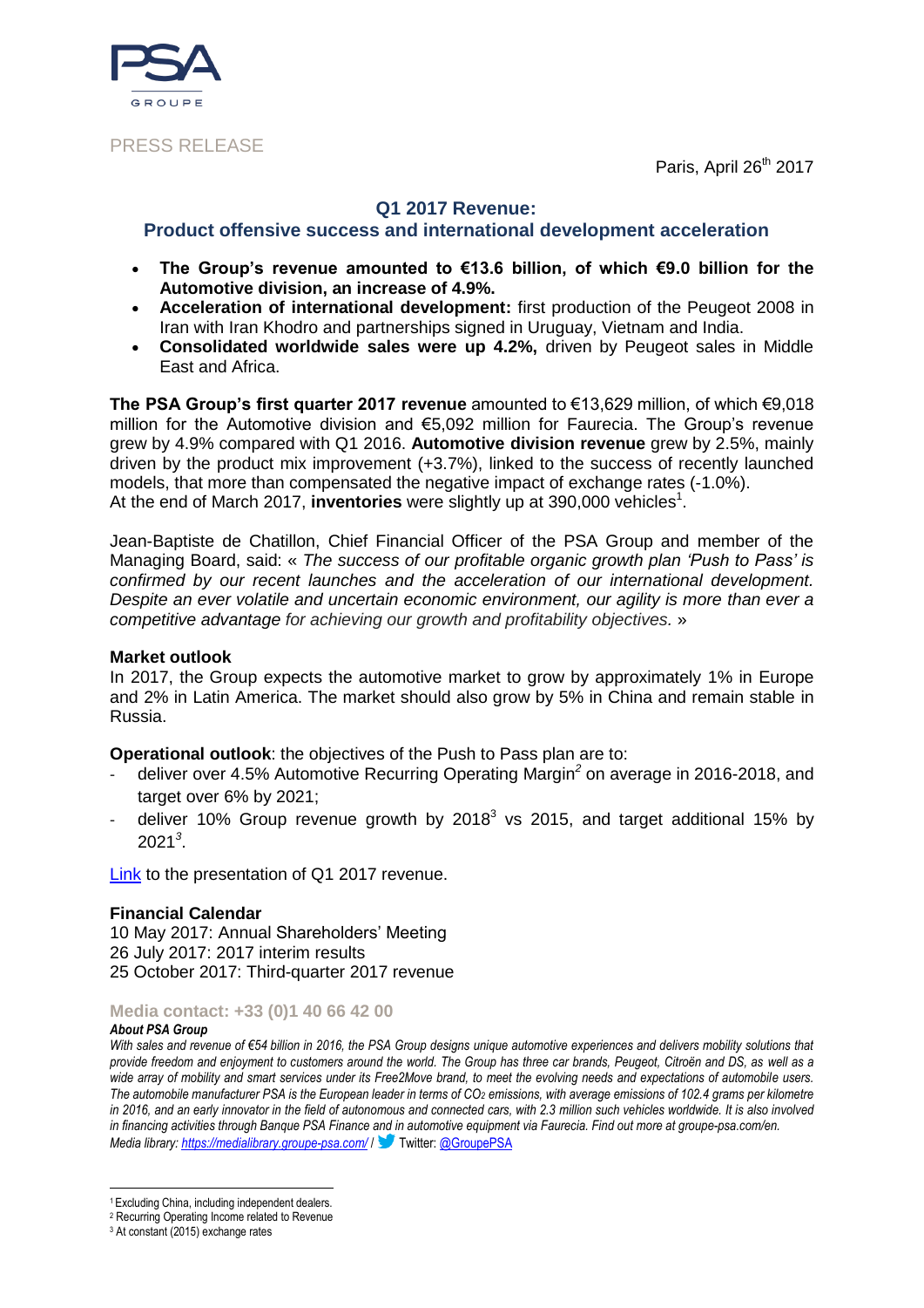PRESS RELEASE

Paris, April 26th 2017

## Q1 2017 Revenue:
## Product offensive success and international development acceleration

- **The Group's revenue amounted to €13.6 billion, of which €9.0 billion for the Automotive division, an increase of 4.9%.**
- **Acceleration of international development:** first production of the Peugeot 2008 in Iran with Iran Khodro and partnerships signed in Uruguay, Vietnam and India.
- **Consolidated worldwide sales were up 4.2%,** driven by Peugeot sales in Middle East and Africa.

**The PSA Group's first quarter 2017 revenue** amounted to €13,629 million, of which €9,018 million for the Automotive division and €5,092 million for Faurecia. The Group's revenue grew by 4.9% compared with Q1 2016. **Automotive division revenue** grew by 2.5%, mainly driven by the product mix improvement (+3.7%), linked to the success of recently launched models, that more than compensated the negative impact of exchange rates (-1.0%).
At the end of March 2017, **inventories** were slightly up at 390,000 vehicles[1].

Jean-Baptiste de Chatillon, Chief Financial Officer of the PSA Group and member of the Managing Board, said: « *The success of our profitable organic growth plan 'Push to Pass' is confirmed by our recent launches and the acceleration of our international development. Despite an ever volatile and uncertain economic environment, our agility is more than ever a competitive advantage for achieving our growth and profitability objectives.* »

**Market outlook**
In 2017, the Group expects the automotive market to grow by approximately 1% in Europe and 2% in Latin America. The market should also grow by 5% in China and remain stable in Russia.

**Operational outlook**: the objectives of the Push to Pass plan are to:
- deliver over 4.5% Automotive Recurring Operating Margin[2] on average in 2016-2018, and target over 6% by 2021;
- deliver 10% Group revenue growth by 2018[3] vs 2015, and target additional 15% by 2021[3].

Link to the presentation of Q1 2017 revenue.

**Financial Calendar**
10 May 2017: Annual Shareholders' Meeting
26 July 2017: 2017 interim results
25 October 2017: Third-quarter 2017 revenue

**Media contact: +33 (0)1 40 66 42 00**

***About PSA Group***
*With sales and revenue of €54 billion in 2016, the PSA Group designs unique automotive experiences and delivers mobility solutions that provide freedom and enjoyment to customers around the world. The Group has three car brands, Peugeot, Citroën and DS, as well as a wide array of mobility and smart services under its Free2Move brand, to meet the evolving needs and expectations of automobile users. The automobile manufacturer PSA is the European leader in terms of $CO_2$ emissions, with average emissions of 102.4 grams per kilometre in 2016, and an early innovator in the field of autonomous and connected cars, with 2.3 million such vehicles worldwide. It is also involved in financing activities through Banque PSA Finance and in automotive equipment via Faurecia. Find out more at groupe-psa.com/en.*
*Media library: https://medialibrary.groupe-psa.com/* / Twitter: @GroupePSA

[1] Excluding China, including independent dealers.
[2] Recurring Operating Income related to Revenue
[3] At constant (2015) exchange rates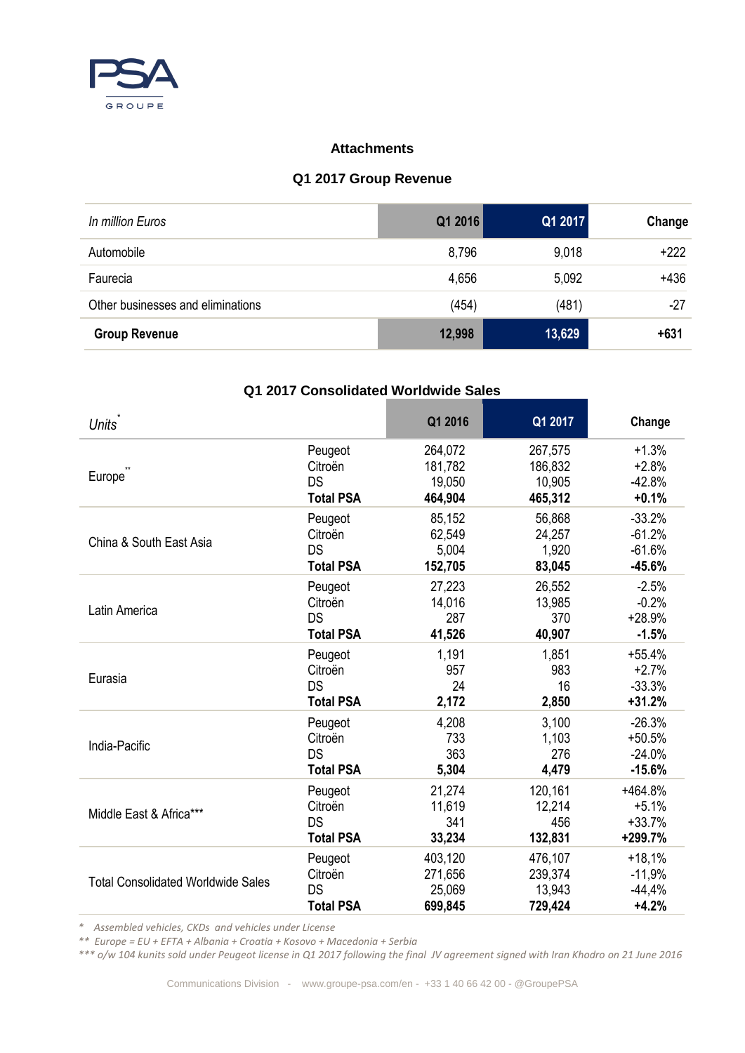## Attachments

### Q1 2017 Group Revenue

| *In million Euros* | Q1 2016 | Q1 2017 | Change |
|---|---|---|---|
| Automobile | 8,796 | 9,018 | +222 |
| Faurecia | 4,656 | 5,092 | +436 |
| Other businesses and eliminations | (454) | (481) | -27 |
| **Group Revenue** | **12,998** | **13,629** | **+631** |

### Q1 2017 Consolidated Worldwide Sales

| *Units* * | | Q1 2016 | Q1 2017 | Change |
|---|---|---|---|---|
| Europe ** | Peugeot | 264,072 | 267,575 | +1.3% |
| | Citroën | 181,782 | 186,832 | +2.8% |
| | DS | 19,050 | 10,905 | -42.8% |
| | **Total PSA** | **464,904** | **465,312** | **+0.1%** |
| China & South East Asia | Peugeot | 85,152 | 56,868 | -33.2% |
| | Citroën | 62,549 | 24,257 | -61.2% |
| | DS | 5,004 | 1,920 | -61.6% |
| | **Total PSA** | **152,705** | **83,045** | **-45.6%** |
| Latin America | Peugeot | 27,223 | 26,552 | -2.5% |
| | Citroën | 14,016 | 13,985 | -0.2% |
| | DS | 287 | 370 | +28.9% |
| | **Total PSA** | **41,526** | **40,907** | **-1.5%** |
| Eurasia | Peugeot | 1,191 | 1,851 | +55.4% |
| | Citroën | 957 | 983 | +2.7% |
| | DS | 24 | 16 | -33.3% |
| | **Total PSA** | **2,172** | **2,850** | **+31.2%** |
| India-Pacific | Peugeot | 4,208 | 3,100 | -26.3% |
| | Citroën | 733 | 1,103 | +50.5% |
| | DS | 363 | 276 | -24.0% |
| | **Total PSA** | **5,304** | **4,479** | **-15.6%** |
| Middle East & Africa*** | Peugeot | 21,274 | 120,161 | +464.8% |
| | Citroën | 11,619 | 12,214 | +5.1% |
| | DS | 341 | 456 | +33.7% |
| | **Total PSA** | **33,234** | **132,831** | **+299.7%** |
| Total Consolidated Worldwide Sales | Peugeot | 403,120 | 476,107 | +18,1% |
| | Citroën | 271,656 | 239,374 | -11,9% |
| | DS | 25,069 | 13,943 | -44,4% |
| | **Total PSA** | **699,845** | **729,424** | **+4.2%** |

*\* Assembled vehicles, CKDs and vehicles under License*

*\*\* Europe = EU + EFTA + Albania + Croatia + Kosovo + Macedonia + Serbia*

*\*\*\* o/w 104 kunits sold under Peugeot license in Q1 2017 following the final JV agreement signed with Iran Khodro on 21 June 2016*